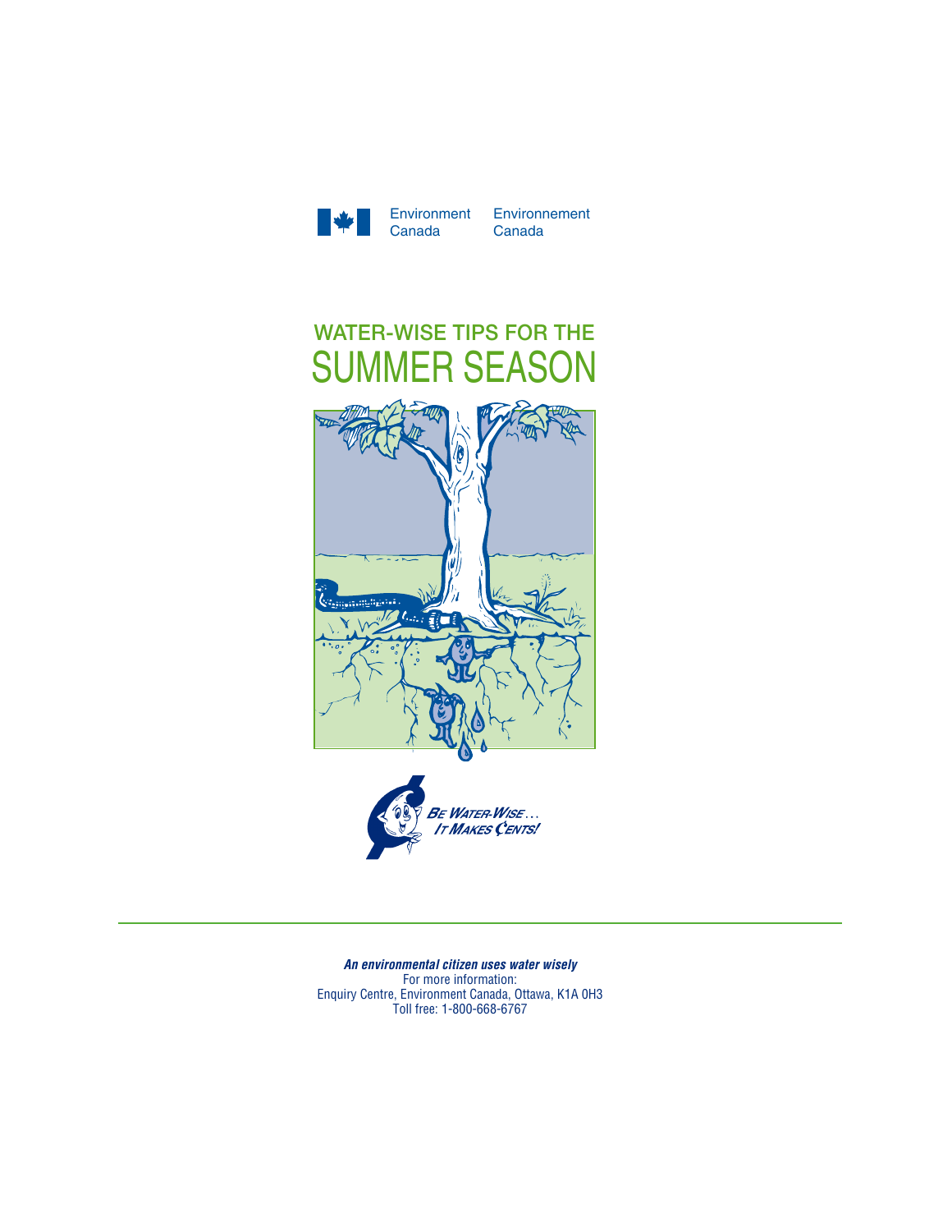Environment Canada Environnement Canada

# WATER-WISE TIPS FOR THE SUMMER SEASON

*Be Water-Wise… It Makes Cents!*

***An environmental citizen uses water wisely***

For more information:
Enquiry Centre, Environment Canada, Ottawa, K1A 0H3
Toll free: 1-800-668-6767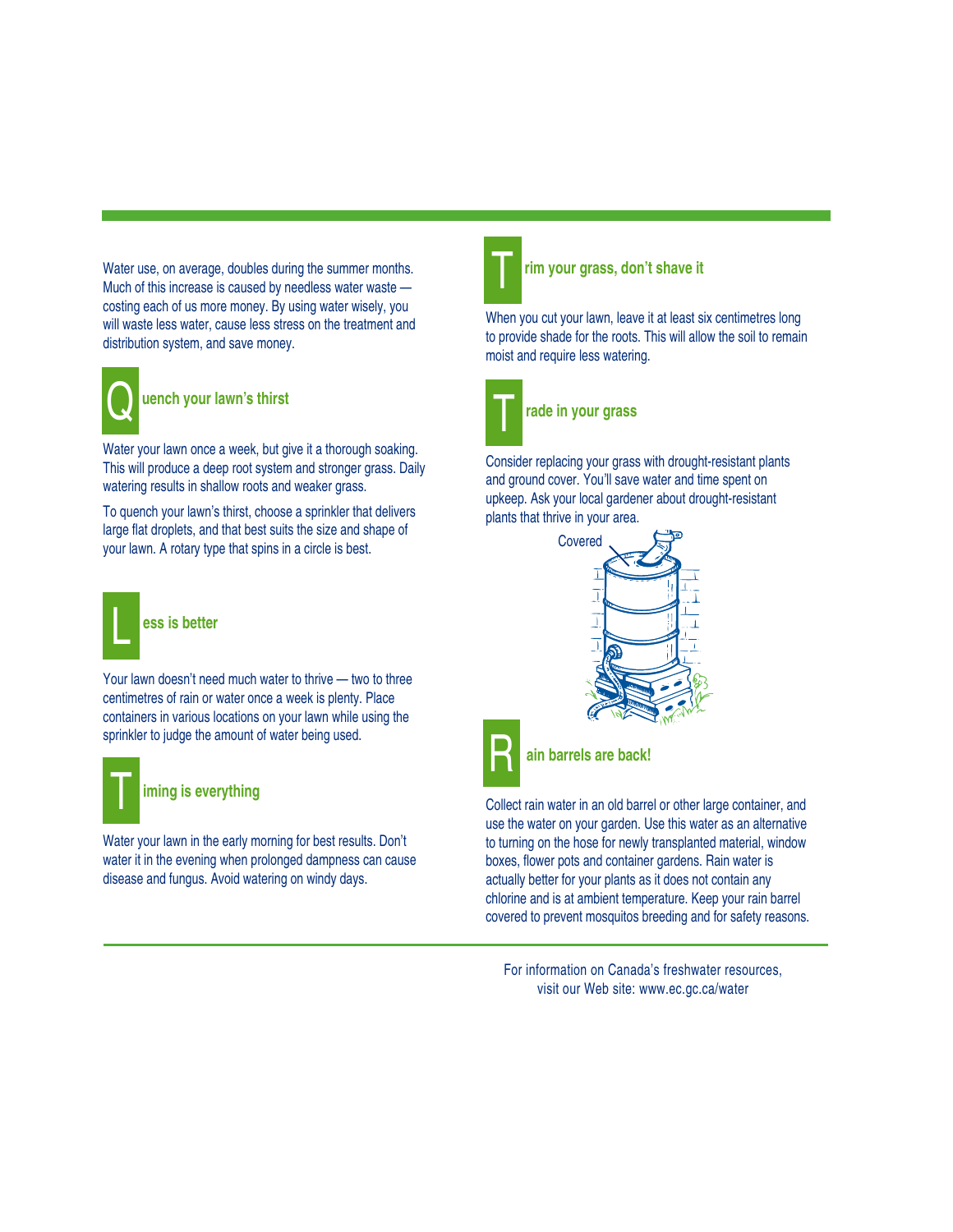Water use, on average, doubles during the summer months. Much of this increase is caused by needless water waste — costing each of us more money. By using water wisely, you will waste less water, cause less stress on the treatment and distribution system, and save money.

## Quench your lawn's thirst

Water your lawn once a week, but give it a thorough soaking. This will produce a deep root system and stronger grass. Daily watering results in shallow roots and weaker grass.

To quench your lawn's thirst, choose a sprinkler that delivers large flat droplets, and that best suits the size and shape of your lawn. A rotary type that spins in a circle is best.

## Less is better

Your lawn doesn't need much water to thrive — two to three centimetres of rain or water once a week is plenty. Place containers in various locations on your lawn while using the sprinkler to judge the amount of water being used.

## Timing is everything

Water your lawn in the early morning for best results. Don't water it in the evening when prolonged dampness can cause disease and fungus. Avoid watering on windy days.

## Trim your grass, don't shave it

When you cut your lawn, leave it at least six centimetres long to provide shade for the roots. This will allow the soil to remain moist and require less watering.

## Trade in your grass

Consider replacing your grass with drought-resistant plants and ground cover. You'll save water and time spent on upkeep. Ask your local gardener about drought-resistant plants that thrive in your area.

Covered

## Rain barrels are back!

Collect rain water in an old barrel or other large container, and use the water on your garden. Use this water as an alternative to turning on the hose for newly transplanted material, window boxes, flower pots and container gardens. Rain water is actually better for your plants as it does not contain any chlorine and is at ambient temperature. Keep your rain barrel covered to prevent mosquitos breeding and for safety reasons.

For information on Canada's freshwater resources, visit our Web site: www.ec.gc.ca/water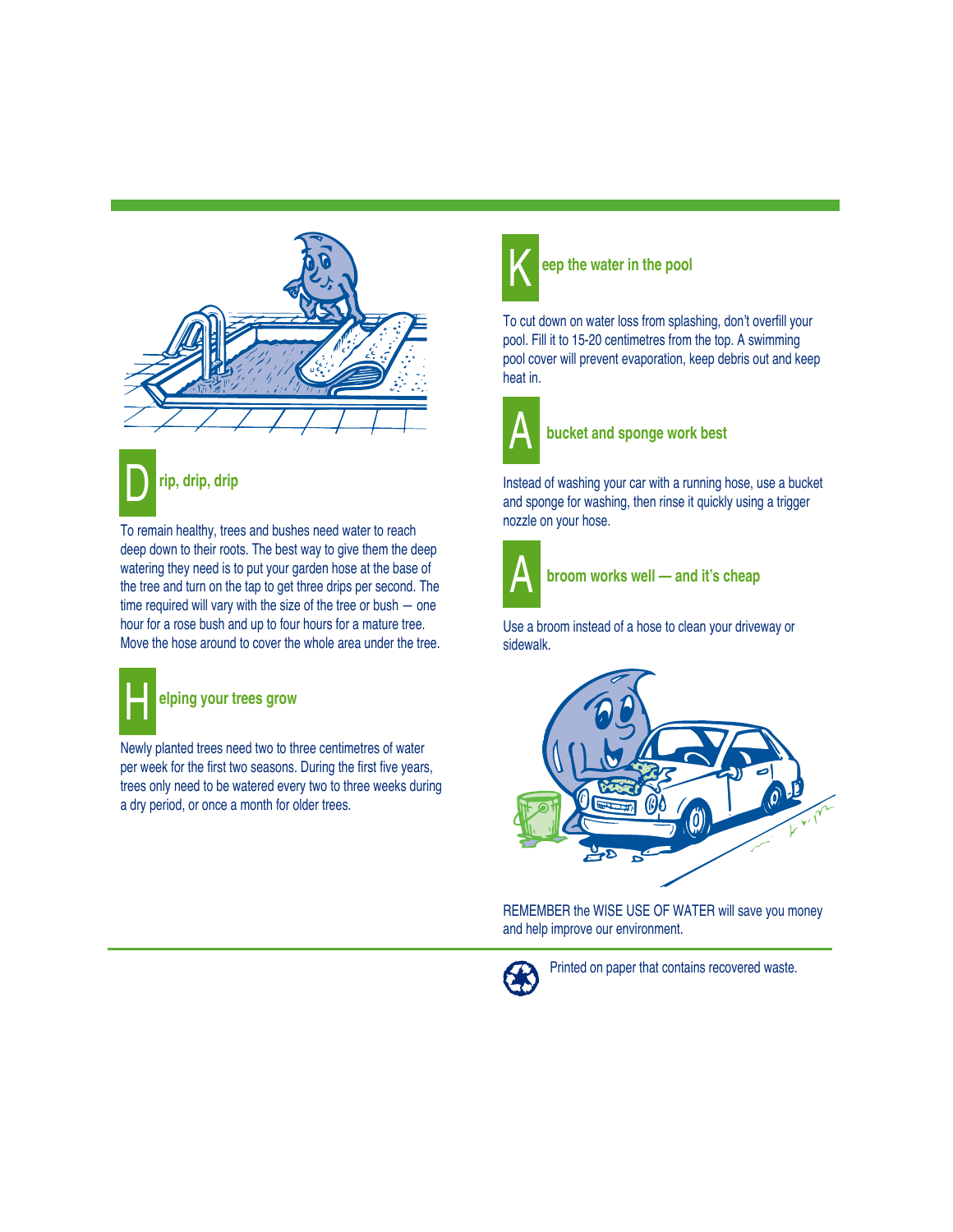## Drip, drip, drip

To remain healthy, trees and bushes need water to reach deep down to their roots. The best way to give them the deep watering they need is to put your garden hose at the base of the tree and turn on the tap to get three drips per second. The time required will vary with the size of the tree or bush — one hour for a rose bush and up to four hours for a mature tree. Move the hose around to cover the whole area under the tree.

## Helping your trees grow

Newly planted trees need two to three centimetres of water per week for the first two seasons. During the first five years, trees only need to be watered every two to three weeks during a dry period, or once a month for older trees.

## Keep the water in the pool

To cut down on water loss from splashing, don't overfill your pool. Fill it to 15-20 centimetres from the top. A swimming pool cover will prevent evaporation, keep debris out and keep heat in.

## A bucket and sponge work best

Instead of washing your car with a running hose, use a bucket and sponge for washing, then rinse it quickly using a trigger nozzle on your hose.

## A broom works well — and it's cheap

Use a broom instead of a hose to clean your driveway or sidewalk.

REMEMBER the WISE USE OF WATER will save you money and help improve our environment.

Printed on paper that contains recovered waste.